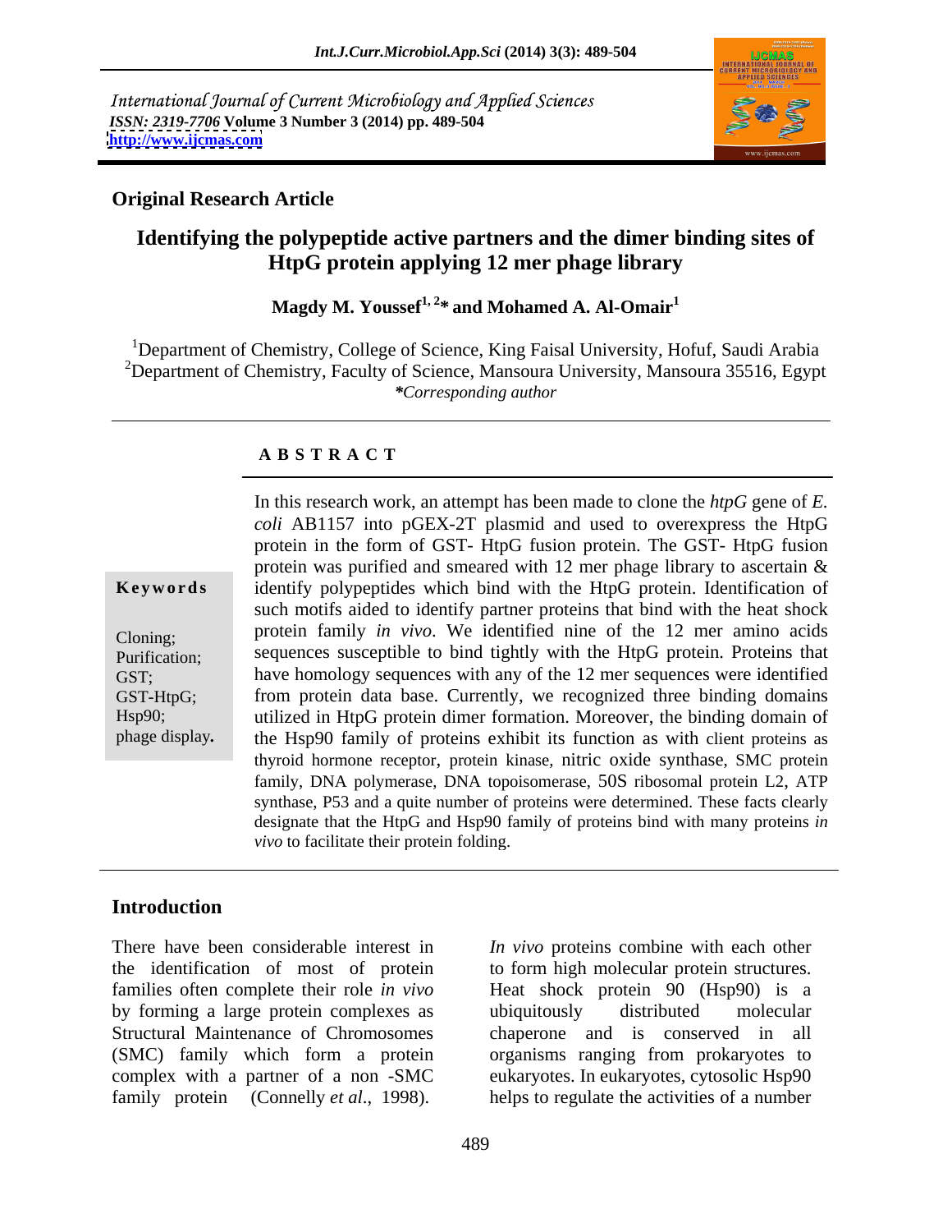International Journal of Current Microbiology and Applied Sciences
*ISSN: 2319-7706* **Volume 3 Number 3 (2014) pp. 489-504**
**http://www.ijcmas.com**

**Original Research Article**

# Identifying the polypeptide active partners and the dimer binding sites of HtpG protein applying 12 mer phage library

**Magdy M. Youssef[1, 2]\* and Mohamed A. Al-Omair[1]**

[1]Department of Chemistry, College of Science, King Faisal University, Hofuf, Saudi Arabia
[2]Department of Chemistry, Faculty of Science, Mansoura University, Mansoura 35516, Egypt
*\*Corresponding author*

## A B S T R A C T

**Keywords**

Cloning;
Purification;
GST;
GST-HtpG;
Hsp90;
phage display**.**

In this research work, an attempt has been made to clone the *htpG* gene of *E. coli* AB1157 into pGEX-2T plasmid and used to overexpress the HtpG protein in the form of GST- HtpG fusion protein. The GST- HtpG fusion protein was purified and smeared with 12 mer phage library to ascertain & identify polypeptides which bind with the HtpG protein. Identification of such motifs aided to identify partner proteins that bind with the heat shock protein family *in vivo*. We identified nine of the 12 mer amino acids sequences susceptible to bind tightly with the HtpG protein. Proteins that have homology sequences with any of the 12 mer sequences were identified from protein data base. Currently, we recognized three binding domains utilized in HtpG protein dimer formation. Moreover, the binding domain of the Hsp90 family of proteins exhibit its function as with client proteins as thyroid hormone receptor, protein kinase, nitric oxide synthase, SMC protein family, DNA polymerase, DNA topoisomerase, 50S ribosomal protein L2, ATP synthase, P53 and a quite number of proteins were determined. These facts clearly designate that the HtpG and Hsp90 family of proteins bind with many proteins *in vivo* to facilitate their protein folding.

## Introduction

There have been considerable interest in the identification of most of protein families often complete their role *in vivo* by forming a large protein complexes as Structural Maintenance of Chromosomes (SMC) family which form a protein complex with a partner of a non -SMC family protein (Connelly *et al*., 1998).

*In vivo* proteins combine with each other to form high molecular protein structures. Heat shock protein 90 (Hsp90) is a ubiquitously distributed molecular chaperone and is conserved in all organisms ranging from prokaryotes to eukaryotes. In eukaryotes, cytosolic Hsp90 helps to regulate the activities of a number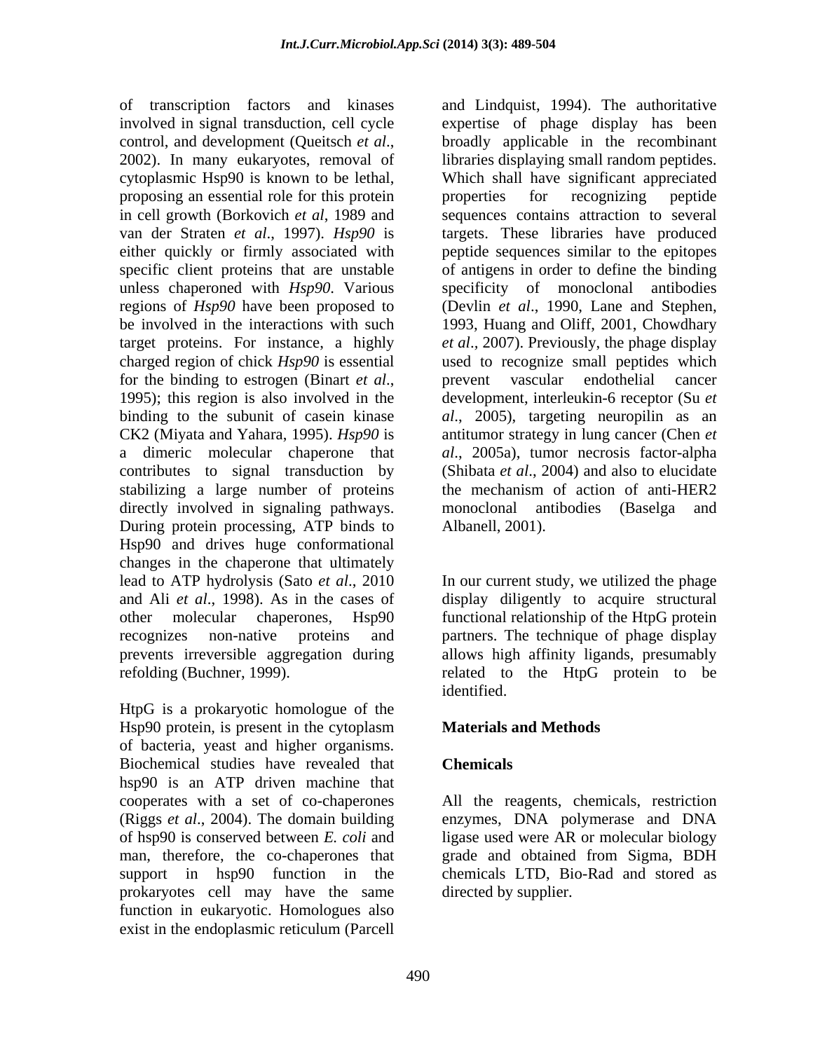of transcription factors and kinases involved in signal transduction, cell cycle control, and development (Queitsch *et al*., 2002). In many eukaryotes, removal of cytoplasmic Hsp90 is known to be lethal, proposing an essential role for this protein in cell growth (Borkovich *et al*, 1989 and van der Straten *et al*., 1997). *Hsp90* is either quickly or firmly associated with specific client proteins that are unstable unless chaperoned with *Hsp90*. Various regions of *Hsp90* have been proposed to be involved in the interactions with such target proteins. For instance, a highly charged region of chick *Hsp90* is essential for the binding to estrogen (Binart *et al*., 1995); this region is also involved in the binding to the subunit of casein kinase CK2 (Miyata and Yahara, 1995). *Hsp90* is a dimeric molecular chaperone that contributes to signal transduction by stabilizing a large number of proteins directly involved in signaling pathways. During protein processing, ATP binds to Hsp90 and drives huge conformational changes in the chaperone that ultimately lead to ATP hydrolysis (Sato *et al*., 2010 and Ali *et al*., 1998). As in the cases of other molecular chaperones, Hsp90 recognizes non-native proteins and prevents irreversible aggregation during refolding (Buchner, 1999).

HtpG is a prokaryotic homologue of the Hsp90 protein, is present in the cytoplasm of bacteria, yeast and higher organisms. Biochemical studies have revealed that hsp90 is an ATP driven machine that cooperates with a set of co-chaperones (Riggs *et al*., 2004). The domain building of hsp90 is conserved between *E. coli* and man, therefore, the co-chaperones that support in hsp90 function in the prokaryotes cell may have the same function in eukaryotic. Homologues also exist in the endoplasmic reticulum (Parcell and Lindquist, 1994). The authoritative expertise of phage display has been broadly applicable in the recombinant libraries displaying small random peptides. Which shall have significant appreciated properties for recognizing peptide sequences contains attraction to several targets. These libraries have produced peptide sequences similar to the epitopes of antigens in order to define the binding specificity of monoclonal antibodies (Devlin *et al*., 1990, Lane and Stephen, 1993, Huang and Oliff, 2001, Chowdhary *et al*., 2007). Previously, the phage display used to recognize small peptides which prevent vascular endothelial cancer development, interleukin-6 receptor (Su *et al*., 2005), targeting neuropilin as an antitumor strategy in lung cancer (Chen *et al*., 2005a), tumor necrosis factor-alpha (Shibata *et al*., 2004) and also to elucidate the mechanism of action of anti-HER2 monoclonal antibodies (Baselga and Albanell, 2001).

In our current study, we utilized the phage display diligently to acquire structural functional relationship of the HtpG protein partners. The technique of phage display allows high affinity ligands, presumably related to the HtpG protein to be identified.

## Materials and Methods

### Chemicals

All the reagents, chemicals, restriction enzymes, DNA polymerase and DNA ligase used were AR or molecular biology grade and obtained from Sigma, BDH chemicals LTD, Bio-Rad and stored as directed by supplier.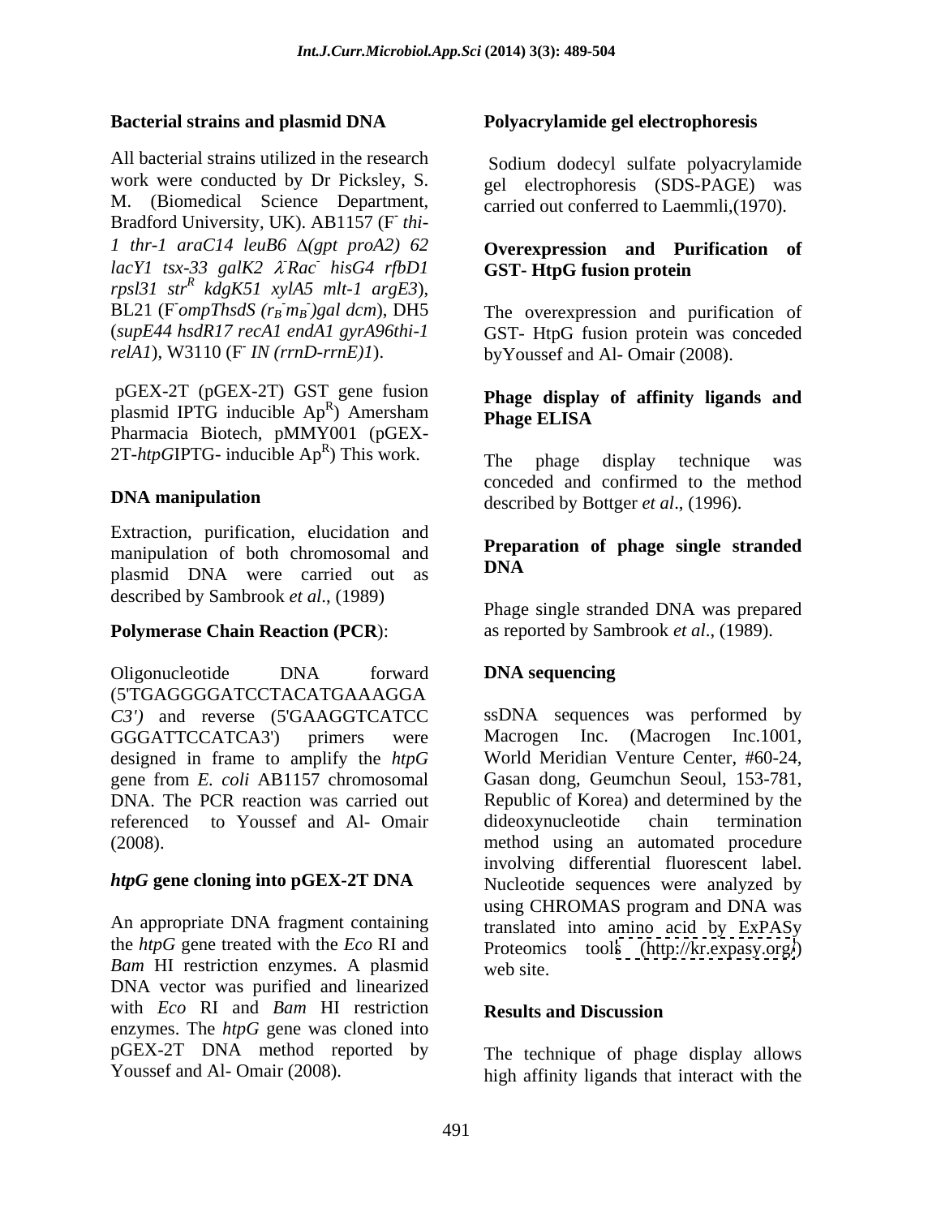### Bacterial strains and plasmid DNA

All bacterial strains utilized in the research work were conducted by Dr Picksley, S. M. (Biomedical Science Department, Bradford University, UK). AB1157 ($F^-$ *thi-1 thr-1 araC14 leuB6 Δ(gpt proA2) 62 lacY1 tsx-33 galK2 λ-Rac- hisG4 rfbD1 rpsl31 str*$^R$ *kdgK51 xylA5 mlt-1 argE3*), BL21 ($F^-$*ompThsdS* ($r_B^- m_B^-$)*gal dcm*), DH5 (*supE44 hsdR17 recA1 endA1 gyrA96thi-1 relA1*), W3110 ($F^-$ *IN (rrnD-rrnE)1*).

pGEX-2T (pGEX-2T) GST gene fusion plasmid IPTG inducible $Ap^R$) Amersham Pharmacia Biotech, pMMY001 (pGEX-2T-*htpG*IPTG- inducible $Ap^R$) This work.

### DNA manipulation

Extraction, purification, elucidation and manipulation of both chromosomal and plasmid DNA were carried out as described by Sambrook *et al*., (1989)

### Polymerase Chain Reaction (PCR):

Oligonucleotide DNA forward (5'TGAGGGGATCCTACATGAAAGGA *C3')* and reverse (5'GAAGGTCATCC GGGATTCCATCA3') primers were designed in frame to amplify the *htpG* gene from *E. coli* AB1157 chromosomal DNA. The PCR reaction was carried out referenced to Youssef and Al- Omair (2008).

### *htpG* gene cloning into pGEX-2T DNA

An appropriate DNA fragment containing the *htpG* gene treated with the *Eco* RI and *Bam* HI restriction enzymes. A plasmid DNA vector was purified and linearized with *Eco* RI and *Bam* HI restriction enzymes. The *htpG* gene was cloned into pGEX-2T DNA method reported by Youssef and Al- Omair (2008).

### Polyacrylamide gel electrophoresis

Sodium dodecyl sulfate polyacrylamide gel electrophoresis (SDS-PAGE) was carried out conferred to Laemmli,(1970).

### Overexpression and Purification of GST- HtpG fusion protein

The overexpression and purification of GST- HtpG fusion protein was conceded byYoussef and Al- Omair (2008).

### Phage display of affinity ligands and Phage ELISA

The phage display technique was conceded and confirmed to the method described by Bottger *et al*., (1996).

### Preparation of phage single stranded DNA

Phage single stranded DNA was prepared as reported by Sambrook *et al*., (1989).

### DNA sequencing

ssDNA sequences was performed by Macrogen Inc. (Macrogen Inc.1001, World Meridian Venture Center, #60-24, Gasan dong, Geumchun Seoul, 153-781, Republic of Korea) and determined by the dideoxynucleotide chain termination method using an automated procedure involving differential fluorescent label. Nucleotide sequences were analyzed by using CHROMAS program and DNA was translated into amino acid by ExPASy Proteomics tools (http://kr.expasy.org/) web site.

## Results and Discussion

The technique of phage display allows high affinity ligands that interact with the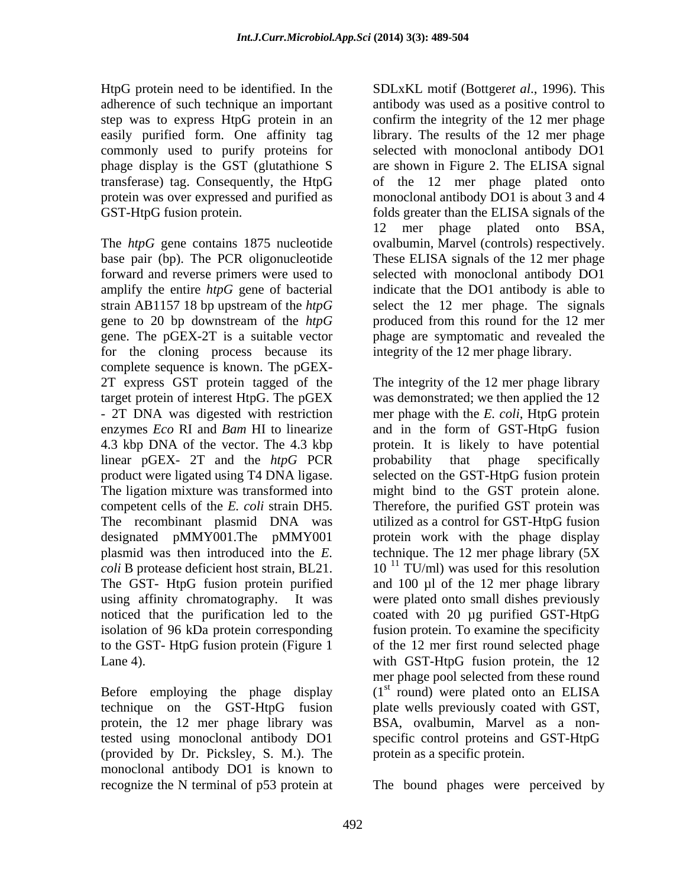HtpG protein need to be identified. In the adherence of such technique an important step was to express HtpG protein in an easily purified form. One affinity tag commonly used to purify proteins for phage display is the GST (glutathione S transferase) tag. Consequently, the HtpG protein was over expressed and purified as GST-HtpG fusion protein.

The *htpG* gene contains 1875 nucleotide base pair (bp). The PCR oligonucleotide forward and reverse primers were used to amplify the entire *htpG* gene of bacterial strain AB1157 18 bp upstream of the *htpG* gene to 20 bp downstream of the *htpG* gene. The pGEX-2T is a suitable vector for the cloning process because its complete sequence is known. The pGEX-2T express GST protein tagged of the target protein of interest HtpG. The pGEX - 2T DNA was digested with restriction enzymes *Eco* RI and *Bam* HI to linearize 4.3 kbp DNA of the vector. The 4.3 kbp linear pGEX- 2T and the *htpG* PCR product were ligated using T4 DNA ligase. The ligation mixture was transformed into competent cells of the *E. coli* strain DH5. The recombinant plasmid DNA was designated pMMY001.The pMMY001 plasmid was then introduced into the *E. coli* B protease deficient host strain, BL21. The GST- HtpG fusion protein purified using affinity chromatography. It was noticed that the purification led to the isolation of 96 kDa protein corresponding to the GST- HtpG fusion protein (Figure 1 Lane 4).

Before employing the phage display technique on the GST-HtpG fusion protein, the 12 mer phage library was tested using monoclonal antibody DO1 (provided by Dr. Picksley, S. M.). The monoclonal antibody DO1 is known to recognize the N terminal of p53 protein at SDLxKL motif (Bottger*et al*., 1996). This antibody was used as a positive control to confirm the integrity of the 12 mer phage library. The results of the 12 mer phage selected with monoclonal antibody DO1 are shown in Figure 2. The ELISA signal of the 12 mer phage plated onto monoclonal antibody DO1 is about 3 and 4 folds greater than the ELISA signals of the 12 mer phage plated onto BSA, ovalbumin, Marvel (controls) respectively. These ELISA signals of the 12 mer phage selected with monoclonal antibody DO1 indicate that the DO1 antibody is able to select the 12 mer phage. The signals produced from this round for the 12 mer phage are symptomatic and revealed the integrity of the 12 mer phage library.

The integrity of the 12 mer phage library was demonstrated; we then applied the 12 mer phage with the *E. coli*, HtpG protein and in the form of GST-HtpG fusion protein. It is likely to have potential probability that phage specifically selected on the GST-HtpG fusion protein might bind to the GST protein alone. Therefore, the purified GST protein was utilized as a control for GST-HtpG fusion protein work with the phage display technique. The 12 mer phage library (5X $10^{11}$ TU/ml) was used for this resolution and 100 µl of the 12 mer phage library were plated onto small dishes previously coated with 20 µg purified GST-HtpG fusion protein. To examine the specificity of the 12 mer first round selected phage with GST-HtpG fusion protein, the 12 mer phage pool selected from these round ($1^{st}$ round) were plated onto an ELISA plate wells previously coated with GST, BSA, ovalbumin, Marvel as a non-specific control proteins and GST-HtpG protein as a specific protein.

The bound phages were perceived by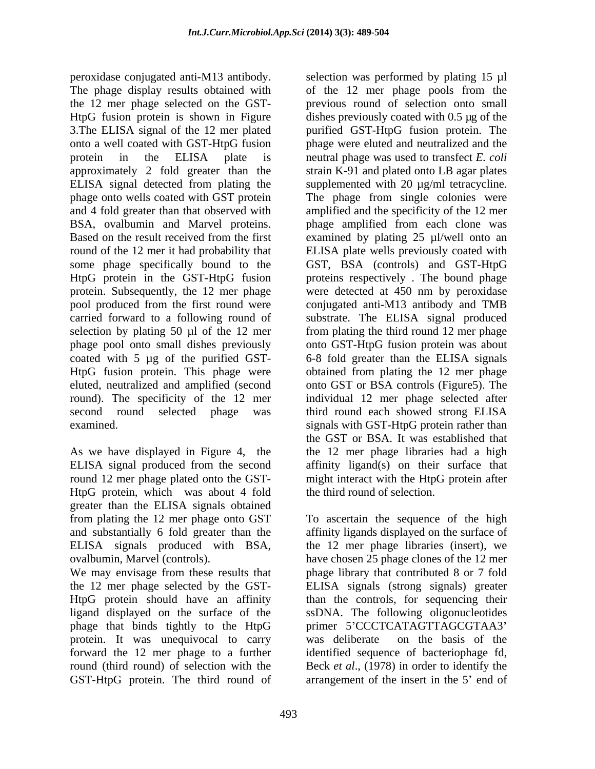peroxidase conjugated anti-M13 antibody. The phage display results obtained with the 12 mer phage selected on the GST-HtpG fusion protein is shown in Figure 3.The ELISA signal of the 12 mer plated onto a well coated with GST-HtpG fusion protein in the ELISA plate is approximately 2 fold greater than the ELISA signal detected from plating the phage onto wells coated with GST protein and 4 fold greater than that observed with BSA, ovalbumin and Marvel proteins. Based on the result received from the first round of the 12 mer it had probability that some phage specifically bound to the HtpG protein in the GST-HtpG fusion protein. Subsequently, the 12 mer phage pool produced from the first round were carried forward to a following round of selection by plating 50 µl of the 12 mer phage pool onto small dishes previously coated with 5 µg of the purified GST-HtpG fusion protein. This phage were eluted, neutralized and amplified (second round). The specificity of the 12 mer second round selected phage was examined.

As we have displayed in Figure 4, the ELISA signal produced from the second round 12 mer phage plated onto the GST-HtpG protein, which was about 4 fold greater than the ELISA signals obtained from plating the 12 mer phage onto GST and substantially 6 fold greater than the ELISA signals produced with BSA, ovalbumin, Marvel (controls).
We may envisage from these results that the 12 mer phage selected by the GST-HtpG protein should have an affinity ligand displayed on the surface of the phage that binds tightly to the HtpG protein. It was unequivocal to carry forward the 12 mer phage to a further round (third round) of selection with the GST-HtpG protein. The third round of selection was performed by plating 15 µl of the 12 mer phage pools from the previous round of selection onto small dishes previously coated with 0.5 µg of the purified GST-HtpG fusion protein. The phage were eluted and neutralized and the neutral phage was used to transfect *E. coli* strain K-91 and plated onto LB agar plates supplemented with 20 µg/ml tetracycline. The phage from single colonies were amplified and the specificity of the 12 mer phage amplified from each clone was examined by plating 25 µl/well onto an ELISA plate wells previously coated with GST, BSA (controls) and GST-HtpG proteins respectively . The bound phage were detected at 450 nm by peroxidase conjugated anti-M13 antibody and TMB substrate. The ELISA signal produced from plating the third round 12 mer phage onto GST-HtpG fusion protein was about 6-8 fold greater than the ELISA signals obtained from plating the 12 mer phage onto GST or BSA controls (Figure5). The individual 12 mer phage selected after third round each showed strong ELISA signals with GST-HtpG protein rather than the GST or BSA. It was established that the 12 mer phage libraries had a high affinity ligand(s) on their surface that might interact with the HtpG protein after the third round of selection.

To ascertain the sequence of the high affinity ligands displayed on the surface of the 12 mer phage libraries (insert), we have chosen 25 phage clones of the 12 mer phage library that contributed 8 or 7 fold ELISA signals (strong signals) greater than the controls, for sequencing their ssDNA. The following oligonucleotides primer 5'CCCTCATAGTTAGCGTAA3' was deliberate on the basis of the identified sequence of bacteriophage fd, Beck *et al*., (1978) in order to identify the arrangement of the insert in the 5' end of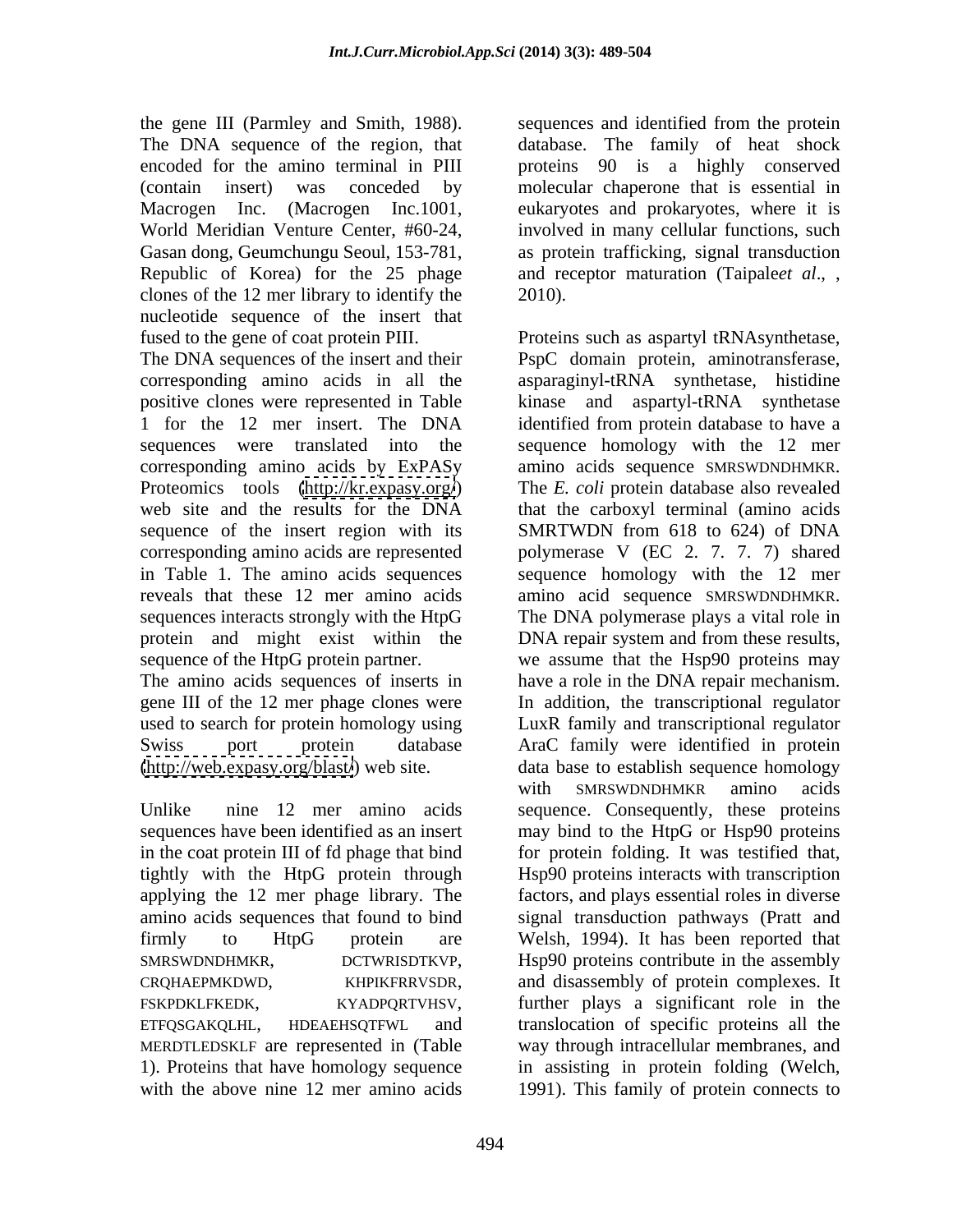the gene III (Parmley and Smith, 1988). The DNA sequence of the region, that encoded for the amino terminal in PIII (contain insert) was conceded by Macrogen Inc. (Macrogen Inc.1001, World Meridian Venture Center, #60-24, Gasan dong, Geumchungu Seoul, 153-781, Republic of Korea) for the 25 phage clones of the 12 mer library to identify the nucleotide sequence of the insert that fused to the gene of coat protein PIII.

The DNA sequences of the insert and their corresponding amino acids in all the positive clones were represented in Table 1 for the 12 mer insert. The DNA sequences were translated into the corresponding amino acids by ExPASy Proteomics tools (http://kr.expasy.org/) web site and the results for the DNA sequence of the insert region with its corresponding amino acids are represented in Table 1. The amino acids sequences reveals that these 12 mer amino acids sequences interacts strongly with the HtpG protein and might exist within the sequence of the HtpG protein partner.

The amino acids sequences of inserts in gene III of the 12 mer phage clones were used to search for protein homology using Swiss port protein database (http://web.expasy.org/blast/) web site.

Unlike nine 12 mer amino acids sequences have been identified as an insert in the coat protein III of fd phage that bind tightly with the HtpG protein through applying the 12 mer phage library. The amino acids sequences that found to bind firmly to HtpG protein are SMRSWDNDHMKR, DCTWRISDTKVP, CRQHAEPMKDWD, KHPIKFRRVSDR, FSKPDKLFKEDK, KYADPQRTVHSV, ETFQSGAKQLHL, HDEAEHSQTFWL and MERDTLEDSKLF are represented in (Table 1). Proteins that have homology sequence with the above nine 12 mer amino acids sequences and identified from the protein database. The family of heat shock proteins 90 is a highly conserved molecular chaperone that is essential in eukaryotes and prokaryotes, where it is involved in many cellular functions, such as protein trafficking, signal transduction and receptor maturation (Taipale*et al*., , 2010).

Proteins such as aspartyl tRNAsynthetase, PspC domain protein, aminotransferase, asparaginyl-tRNA synthetase, histidine kinase and aspartyl-tRNA synthetase identified from protein database to have a sequence homology with the 12 mer amino acids sequence SMRSWDNDHMKR. The *E. coli* protein database also revealed that the carboxyl terminal (amino acids SMRTWDN from 618 to 624) of DNA polymerase V (EC 2. 7. 7. 7) shared sequence homology with the 12 mer amino acid sequence SMRSWDNDHMKR. The DNA polymerase plays a vital role in DNA repair system and from these results, we assume that the Hsp90 proteins may have a role in the DNA repair mechanism. In addition, the transcriptional regulator LuxR family and transcriptional regulator AraC family were identified in protein data base to establish sequence homology with SMRSWDNDHMKR amino acids sequence. Consequently, these proteins may bind to the HtpG or Hsp90 proteins for protein folding. It was testified that, Hsp90 proteins interacts with transcription factors, and plays essential roles in diverse signal transduction pathways (Pratt and Welsh, 1994). It has been reported that Hsp90 proteins contribute in the assembly and disassembly of protein complexes. It further plays a significant role in the translocation of specific proteins all the way through intracellular membranes, and in assisting in protein folding (Welch, 1991). This family of protein connects to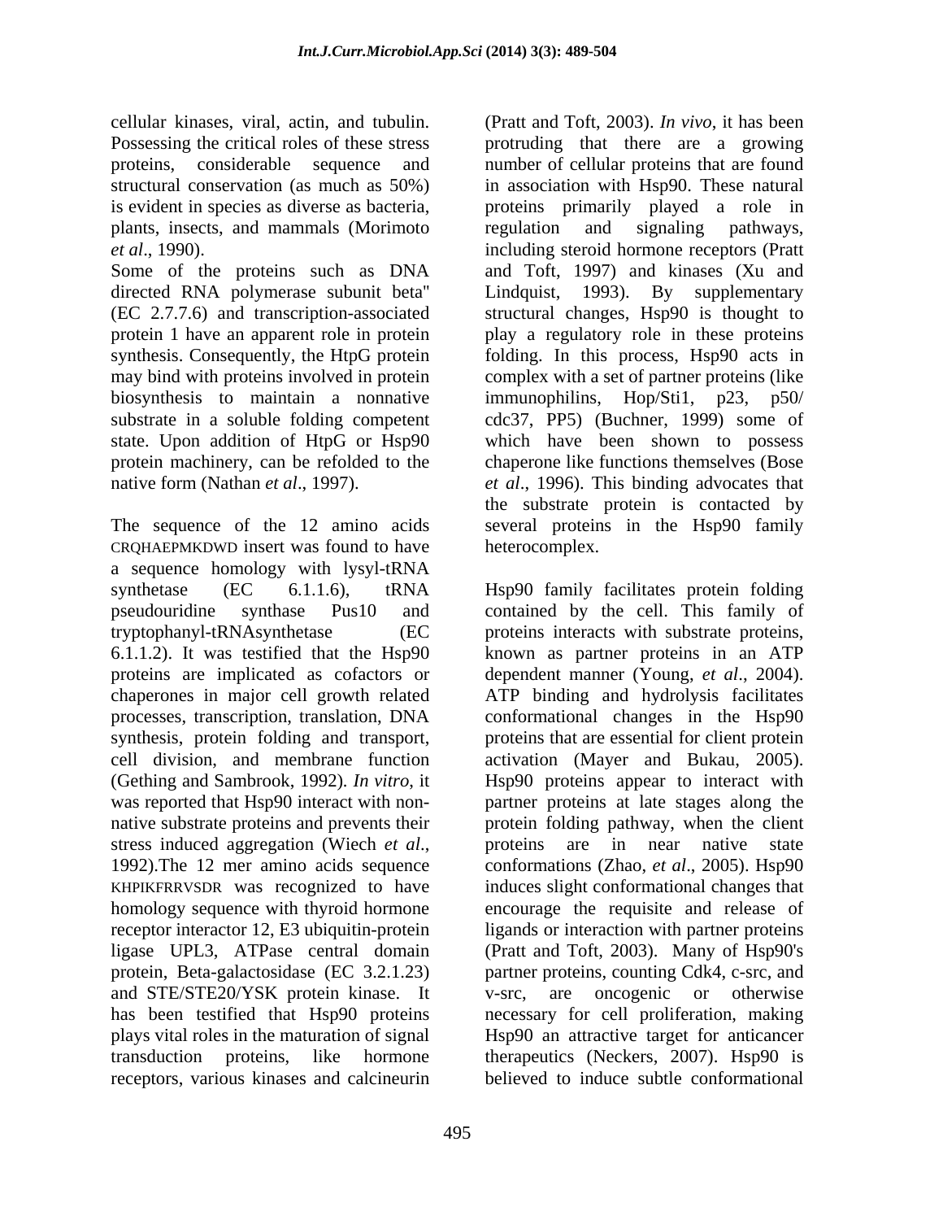cellular kinases, viral, actin, and tubulin. Possessing the critical roles of these stress proteins, considerable sequence and structural conservation (as much as 50%) is evident in species as diverse as bacteria, plants, insects, and mammals (Morimoto *et al*., 1990).

Some of the proteins such as DNA directed RNA polymerase subunit beta'' (EC 2.7.7.6) and transcription-associated protein 1 have an apparent role in protein synthesis. Consequently, the HtpG protein may bind with proteins involved in protein biosynthesis to maintain a nonnative substrate in a soluble folding competent state. Upon addition of HtpG or Hsp90 protein machinery, can be refolded to the native form (Nathan *et al*., 1997).

The sequence of the 12 amino acids CRQHAEPMKDWD insert was found to have a sequence homology with lysyl-tRNA synthetase (EC 6.1.1.6), tRNA pseudouridine synthase Pus10 and tryptophanyl-tRNAsynthetase (EC 6.1.1.2). It was testified that the Hsp90 proteins are implicated as cofactors or chaperones in major cell growth related processes, transcription, translation, DNA synthesis, protein folding and transport, cell division, and membrane function (Gething and Sambrook, 1992). *In vitro*, it was reported that Hsp90 interact with non-native substrate proteins and prevents their stress induced aggregation (Wiech *et al*., 1992).The 12 mer amino acids sequence KHPIKFRRVSDR was recognized to have homology sequence with thyroid hormone receptor interactor 12, E3 ubiquitin-protein ligase UPL3, ATPase central domain protein, Beta-galactosidase (EC 3.2.1.23) and STE/STE20/YSK protein kinase. It has been testified that Hsp90 proteins plays vital roles in the maturation of signal transduction proteins, like hormone receptors, various kinases and calcineurin (Pratt and Toft, 2003). *In vivo*, it has been protruding that there are a growing number of cellular proteins that are found in association with Hsp90. These natural proteins primarily played a role in regulation and signaling pathways, including steroid hormone receptors (Pratt and Toft, 1997) and kinases (Xu and Lindquist, 1993). By supplementary structural changes, Hsp90 is thought to play a regulatory role in these proteins folding. In this process, Hsp90 acts in complex with a set of partner proteins (like immunophilins, Hop/Sti1, p23, p50/ cdc37, PP5) (Buchner, 1999) some of which have been shown to possess chaperone like functions themselves (Bose *et al*., 1996). This binding advocates that the substrate protein is contacted by several proteins in the Hsp90 family heterocomplex.

Hsp90 family facilitates protein folding contained by the cell. This family of proteins interacts with substrate proteins, known as partner proteins in an ATP dependent manner (Young, *et al*., 2004). ATP binding and hydrolysis facilitates conformational changes in the Hsp90 proteins that are essential for client protein activation (Mayer and Bukau, 2005). Hsp90 proteins appear to interact with partner proteins at late stages along the protein folding pathway, when the client proteins are in near native state conformations (Zhao, *et al*., 2005). Hsp90 induces slight conformational changes that encourage the requisite and release of ligands or interaction with partner proteins (Pratt and Toft, 2003). Many of Hsp90's partner proteins, counting Cdk4, c-src, and v-src, are oncogenic or otherwise necessary for cell proliferation, making Hsp90 an attractive target for anticancer therapeutics (Neckers, 2007). Hsp90 is believed to induce subtle conformational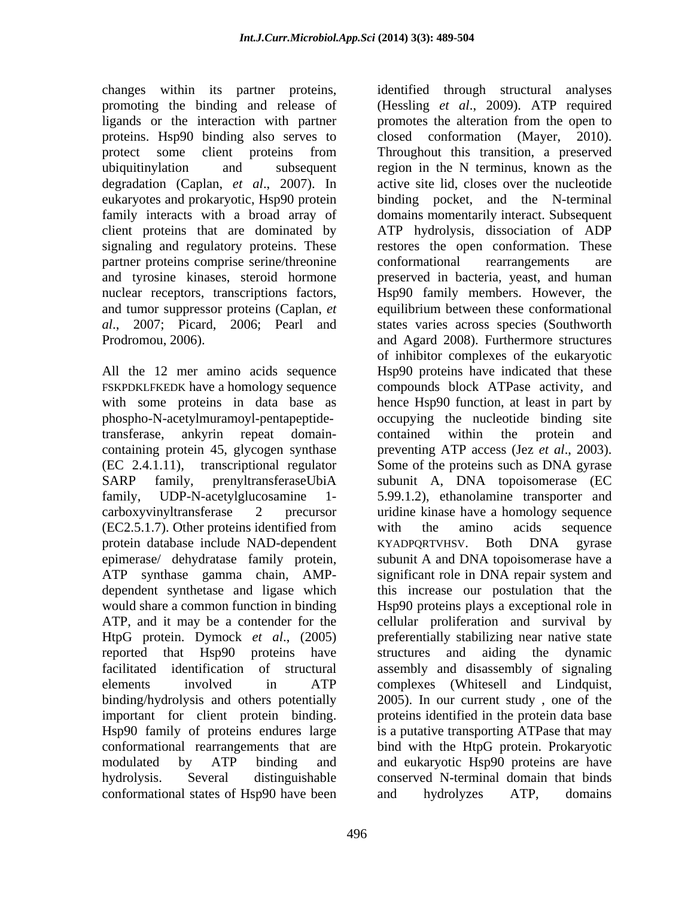changes within its partner proteins, promoting the binding and release of ligands or the interaction with partner proteins. Hsp90 binding also serves to protect some client proteins from ubiquitinylation and subsequent degradation (Caplan, *et al*., 2007). In eukaryotes and prokaryotic, Hsp90 protein family interacts with a broad array of client proteins that are dominated by signaling and regulatory proteins. These partner proteins comprise serine/threonine and tyrosine kinases, steroid hormone nuclear receptors, transcriptions factors, and tumor suppressor proteins (Caplan, *et al*., 2007; Picard, 2006; Pearl and Prodromou, 2006).

All the 12 mer amino acids sequence FSKPDKLFKEDK have a homology sequence with some proteins in data base as phospho-N-acetylmuramoyl-pentapeptide-transferase, ankyrin repeat domain-containing protein 45, glycogen synthase (EC 2.4.1.11), transcriptional regulator SARP family, prenyltransferaseUbiA family, UDP-N-acetylglucosamine 1-carboxyvinyltransferase 2 precursor (EC2.5.1.7). Other proteins identified from protein database include NAD-dependent epimerase/ dehydratase family protein, ATP synthase gamma chain, AMP-dependent synthetase and ligase which would share a common function in binding ATP, and it may be a contender for the HtpG protein. Dymock *et al*., (2005) reported that Hsp90 proteins have facilitated identification of structural elements involved in ATP binding/hydrolysis and others potentially important for client protein binding. Hsp90 family of proteins endures large conformational rearrangements that are modulated by ATP binding and hydrolysis. Several distinguishable conformational states of Hsp90 have been identified through structural analyses (Hessling *et al*., 2009). ATP required promotes the alteration from the open to closed conformation (Mayer, 2010). Throughout this transition, a preserved region in the N terminus, known as the active site lid, closes over the nucleotide binding pocket, and the N-terminal domains momentarily interact. Subsequent ATP hydrolysis, dissociation of ADP restores the open conformation. These conformational rearrangements are preserved in bacteria, yeast, and human Hsp90 family members. However, the equilibrium between these conformational states varies across species (Southworth and Agard 2008). Furthermore structures of inhibitor complexes of the eukaryotic Hsp90 proteins have indicated that these compounds block ATPase activity, and hence Hsp90 function, at least in part by occupying the nucleotide binding site contained within the protein and preventing ATP access (Jez *et al*., 2003). Some of the proteins such as DNA gyrase subunit A, DNA topoisomerase (EC 5.99.1.2), ethanolamine transporter and uridine kinase have a homology sequence with the amino acids sequence KYADPQRTVHSV. Both DNA gyrase subunit A and DNA topoisomerase have a significant role in DNA repair system and this increase our postulation that the Hsp90 proteins plays a exceptional role in cellular proliferation and survival by preferentially stabilizing near native state structures and aiding the dynamic assembly and disassembly of signaling complexes (Whitesell and Lindquist, 2005). In our current study , one of the proteins identified in the protein data base is a putative transporting ATPase that may bind with the HtpG protein. Prokaryotic and eukaryotic Hsp90 proteins are have conserved N-terminal domain that binds and hydrolyzes ATP, domains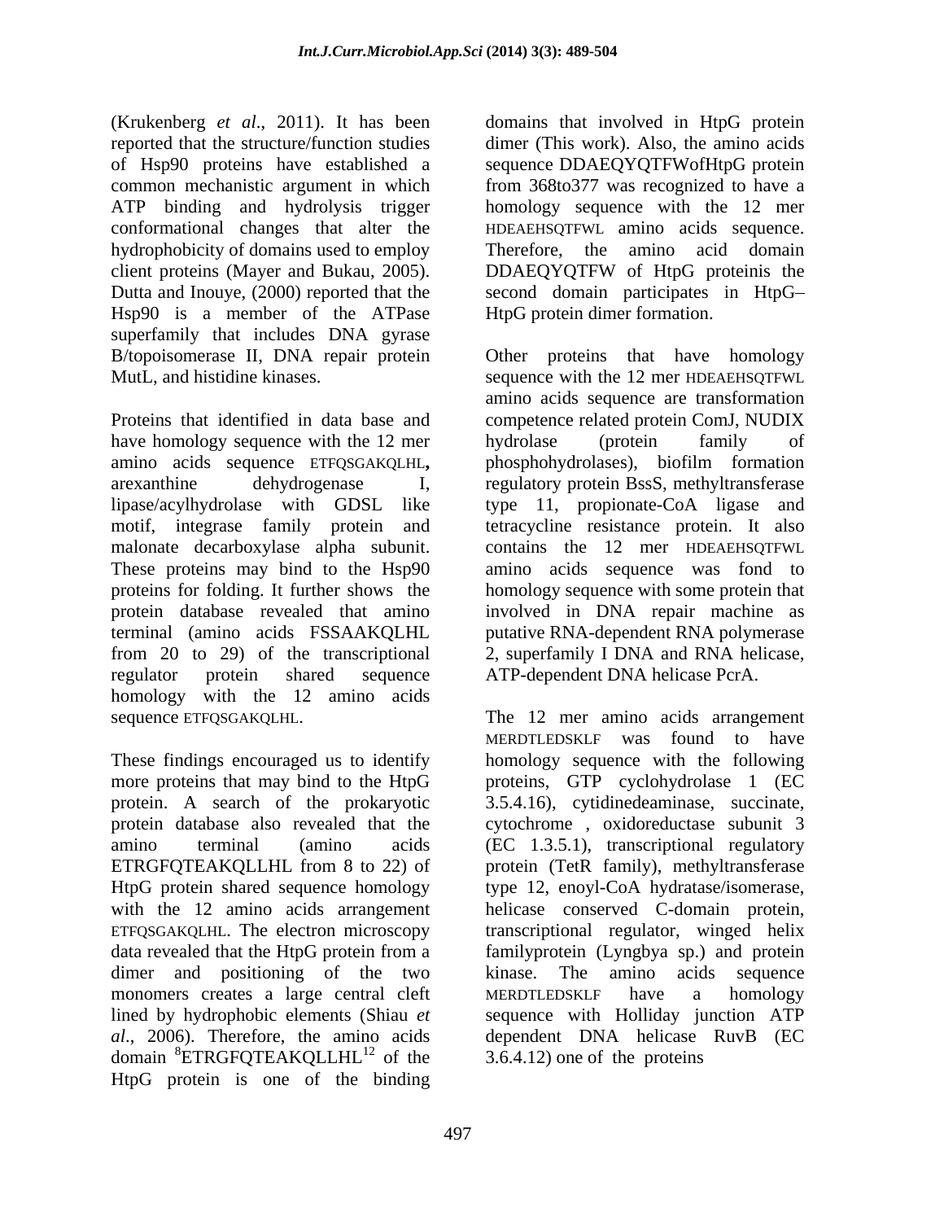(Krukenberg *et al*., 2011). It has been reported that the structure/function studies of Hsp90 proteins have established a common mechanistic argument in which ATP binding and hydrolysis trigger conformational changes that alter the hydrophobicity of domains used to employ client proteins (Mayer and Bukau, 2005). Dutta and Inouye, (2000) reported that the Hsp90 is a member of the ATPase superfamily that includes DNA gyrase B/topoisomerase II, DNA repair protein MutL, and histidine kinases.

Proteins that identified in data base and have homology sequence with the 12 mer amino acids sequence ETFQSGAKQLHL**,** arexanthine dehydrogenase I, lipase/acylhydrolase with GDSL like motif, integrase family protein and malonate decarboxylase alpha subunit. These proteins may bind to the Hsp90 proteins for folding. It further shows the protein database revealed that amino terminal (amino acids FSSAAKQLHL from 20 to 29) of the transcriptional regulator protein shared sequence homology with the 12 amino acids sequence ETFQSGAKQLHL.

These findings encouraged us to identify more proteins that may bind to the HtpG protein. A search of the prokaryotic protein database also revealed that the amino terminal (amino acids ETRGFQTEAKQLLHL from 8 to 22) of HtpG protein shared sequence homology with the 12 amino acids arrangement ETFQSGAKQLHL. The electron microscopy data revealed that the HtpG protein from a dimer and positioning of the two monomers creates a large central cleft lined by hydrophobic elements (Shiau *et al*., 2006). Therefore, the amino acids domain [8]ETRGFQTEAKQLLHL[12] of the HtpG protein is one of the binding domains that involved in HtpG protein dimer (This work). Also, the amino acids sequence DDAEQYQTFWofHtpG protein from 368to377 was recognized to have a homology sequence with the 12 mer HDEAEHSQTFWL amino acids sequence. Therefore, the amino acid domain DDAEQYQTFW of HtpG proteinis the second domain participates in HtpG–HtpG protein dimer formation.

Other proteins that have homology sequence with the 12 mer HDEAEHSQTFWL amino acids sequence are transformation competence related protein ComJ, NUDIX hydrolase (protein family of phosphohydrolases), biofilm formation regulatory protein BssS, methyltransferase type 11, propionate-CoA ligase and tetracycline resistance protein. It also contains the 12 mer HDEAEHSQTFWL amino acids sequence was fond to homology sequence with some protein that involved in DNA repair machine as putative RNA-dependent RNA polymerase 2, superfamily I DNA and RNA helicase, ATP-dependent DNA helicase PcrA.

The 12 mer amino acids arrangement MERDTLEDSKLF was found to have homology sequence with the following proteins, GTP cyclohydrolase 1 (EC 3.5.4.16), cytidinedeaminase, succinate, cytochrome , oxidoreductase subunit 3 (EC 1.3.5.1), transcriptional regulatory protein (TetR family), methyltransferase type 12, enoyl-CoA hydratase/isomerase, helicase conserved C-domain protein, transcriptional regulator, winged helix familyprotein (Lyngbya sp.) and protein kinase. The amino acids sequence MERDTLEDSKLF have a homology sequence with Holliday junction ATP dependent DNA helicase RuvB (EC 3.6.4.12) one of the proteins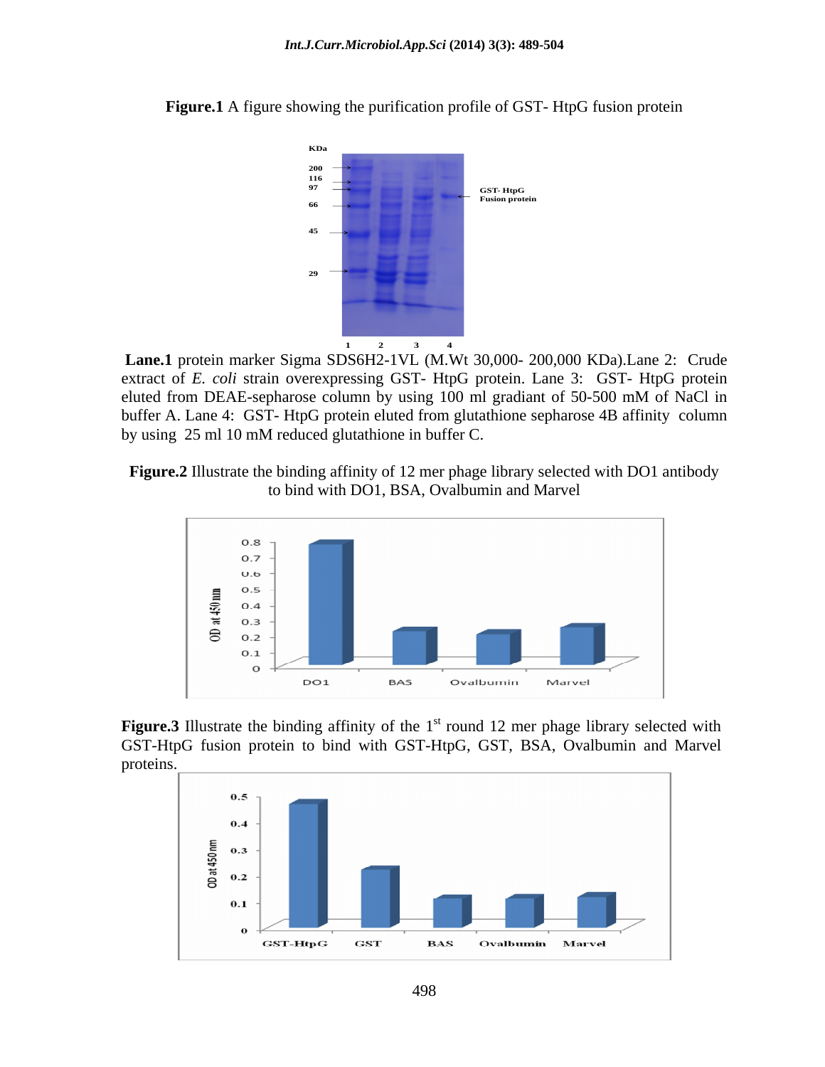**Figure.1** A figure showing the purification profile of GST- HtpG fusion protein

**Lane.1** protein marker Sigma SDS6H2-1VL (M.Wt 30,000- 200,000 KDa).Lane 2: Crude extract of *E. coli* strain overexpressing GST- HtpG protein. Lane 3: GST- HtpG protein eluted from DEAE-sepharose column by using 100 ml gradiant of 50-500 mM of NaCl in buffer A. Lane 4: GST- HtpG protein eluted from glutathione sepharose 4B affinity column by using 25 ml 10 mM reduced glutathione in buffer C.

**Figure.2** Illustrate the binding affinity of 12 mer phage library selected with DO1 antibody to bind with DO1, BSA, Ovalbumin and Marvel

**Figure.3** Illustrate the binding affinity of the 1st round 12 mer phage library selected with GST-HtpG fusion protein to bind with GST-HtpG, GST, BSA, Ovalbumin and Marvel proteins.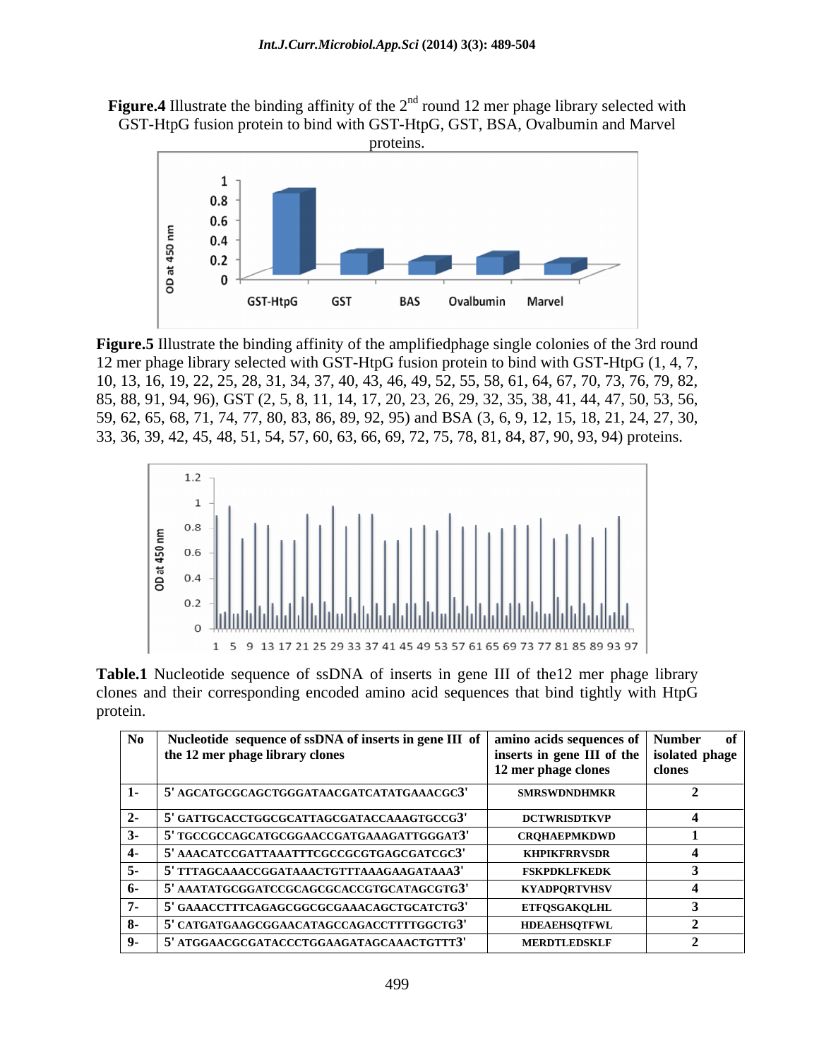**Figure.4** Illustrate the binding affinity of the 2nd round 12 mer phage library selected with GST-HtpG fusion protein to bind with GST-HtpG, GST, BSA, Ovalbumin and Marvel proteins.

**Figure.5** Illustrate the binding affinity of the amplifiedphage single colonies of the 3rd round 12 mer phage library selected with GST-HtpG fusion protein to bind with GST-HtpG (1, 4, 7, 10, 13, 16, 19, 22, 25, 28, 31, 34, 37, 40, 43, 46, 49, 52, 55, 58, 61, 64, 67, 70, 73, 76, 79, 82, 85, 88, 91, 94, 96), GST (2, 5, 8, 11, 14, 17, 20, 23, 26, 29, 32, 35, 38, 41, 44, 47, 50, 53, 56, 59, 62, 65, 68, 71, 74, 77, 80, 83, 86, 89, 92, 95) and BSA (3, 6, 9, 12, 15, 18, 21, 24, 27, 30, 33, 36, 39, 42, 45, 48, 51, 54, 57, 60, 63, 66, 69, 72, 75, 78, 81, 84, 87, 90, 93, 94) proteins.

**Table.1** Nucleotide sequence of ssDNA of inserts in gene III of the12 mer phage library clones and their corresponding encoded amino acid sequences that bind tightly with HtpG protein.

| No | Nucleotide sequence of ssDNA of inserts in gene III of the 12 mer phage library clones | amino acids sequences of inserts in gene III of the 12 mer phage clones | Number of isolated phage clones |
|---|---|---|---|
| 1- | 5' AGCATGCGCAGCTGGGATAACGATCATATGAAACGC3' | SMRSWDNDHMKR | 2 |
| 2- | 5' GATTGCACCTGGCGCATTAGCGATACCAAAGTGCCG3' | DCTWRISDTKVP | 4 |
| 3- | 5' TGCCGCCAGCATGCGGAACCGATGAAAGATTGGGAT3' | CRQHAEPMKDWD | 1 |
| 4- | 5' AAACATCCGATTAAATTTCGCCGCGTGAGCGATCGC3' | KHPIKFRRVSDR | 4 |
| 5- | 5' TTTAGCAAACCGGATAAACTGTTTAAAGAAGATAAA3' | FSKPDKLFKEDK | 3 |
| 6- | 5' AAATATGCGGATCCGCAGCGCACCGTGCATAGCGTG3' | KYADPQRTVHSV | 4 |
| 7- | 5' GAAACCTTTCAGAGCGGCGCGAAACAGCTGCATCTG3' | ETFQSGAKQLHL | 3 |
| 8- | 5' CATGATGAAGCGGAACATAGCCAGACCTTTTGGCTG3' | HDEAEHSQTFWL | 2 |
| 9- | 5' ATGGAACGCGATACCCTGGAAGATAGCAAACTGTTT3' | MERDTLEDSKLF | 2 |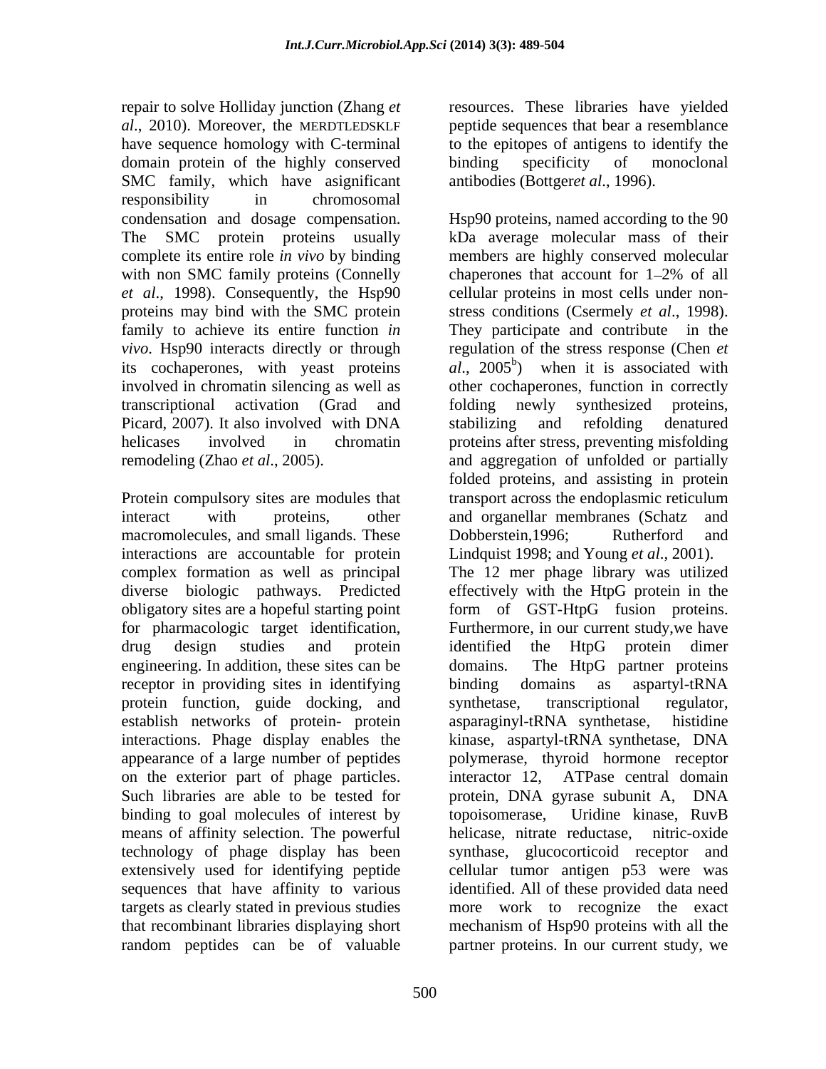repair to solve Holliday junction (Zhang *et al*., 2010). Moreover, the MERDTLEDSKLF have sequence homology with C-terminal domain protein of the highly conserved SMC family, which have asignificant responsibility in chromosomal condensation and dosage compensation. The SMC protein proteins usually complete its entire role *in vivo* by binding with non SMC family proteins (Connelly *et al*., 1998). Consequently, the Hsp90 proteins may bind with the SMC protein family to achieve its entire function *in vivo*. Hsp90 interacts directly or through its cochaperones, with yeast proteins involved in chromatin silencing as well as transcriptional activation (Grad and Picard, 2007). It also involved with DNA helicases involved in chromatin remodeling (Zhao *et al*., 2005).

Protein compulsory sites are modules that interact with proteins, other macromolecules, and small ligands. These interactions are accountable for protein complex formation as well as principal diverse biologic pathways. Predicted obligatory sites are a hopeful starting point for pharmacologic target identification, drug design studies and protein engineering. In addition, these sites can be receptor in providing sites in identifying protein function, guide docking, and establish networks of protein- protein interactions. Phage display enables the appearance of a large number of peptides on the exterior part of phage particles. Such libraries are able to be tested for binding to goal molecules of interest by means of affinity selection. The powerful technology of phage display has been extensively used for identifying peptide sequences that have affinity to various targets as clearly stated in previous studies that recombinant libraries displaying short random peptides can be of valuable resources. These libraries have yielded peptide sequences that bear a resemblance to the epitopes of antigens to identify the binding specificity of monoclonal antibodies (Bottger*et al*., 1996).

Hsp90 proteins, named according to the 90 kDa average molecular mass of their members are highly conserved molecular chaperones that account for 1–2% of all cellular proteins in most cells under non-stress conditions (Csermely *et al*., 1998). They participate and contribute in the regulation of the stress response (Chen *et al*., 2005[b]) when it is associated with other cochaperones, function in correctly folding newly synthesized proteins, stabilizing and refolding denatured proteins after stress, preventing misfolding and aggregation of unfolded or partially folded proteins, and assisting in protein transport across the endoplasmic reticulum and organellar membranes (Schatz and Dobberstein,1996; Rutherford and Lindquist 1998; and Young *et al*., 2001). The 12 mer phage library was utilized effectively with the HtpG protein in the form of GST-HtpG fusion proteins. Furthermore, in our current study,we have identified the HtpG protein dimer domains. The HtpG partner proteins binding domains as aspartyl-tRNA synthetase, transcriptional regulator, asparaginyl-tRNA synthetase, histidine kinase, aspartyl-tRNA synthetase, DNA polymerase, thyroid hormone receptor interactor 12, ATPase central domain protein, DNA gyrase subunit A, DNA topoisomerase, Uridine kinase, RuvB helicase, nitrate reductase, nitric-oxide synthase, glucocorticoid receptor and cellular tumor antigen p53 were was identified. All of these provided data need more work to recognize the exact mechanism of Hsp90 proteins with all the partner proteins. In our current study, we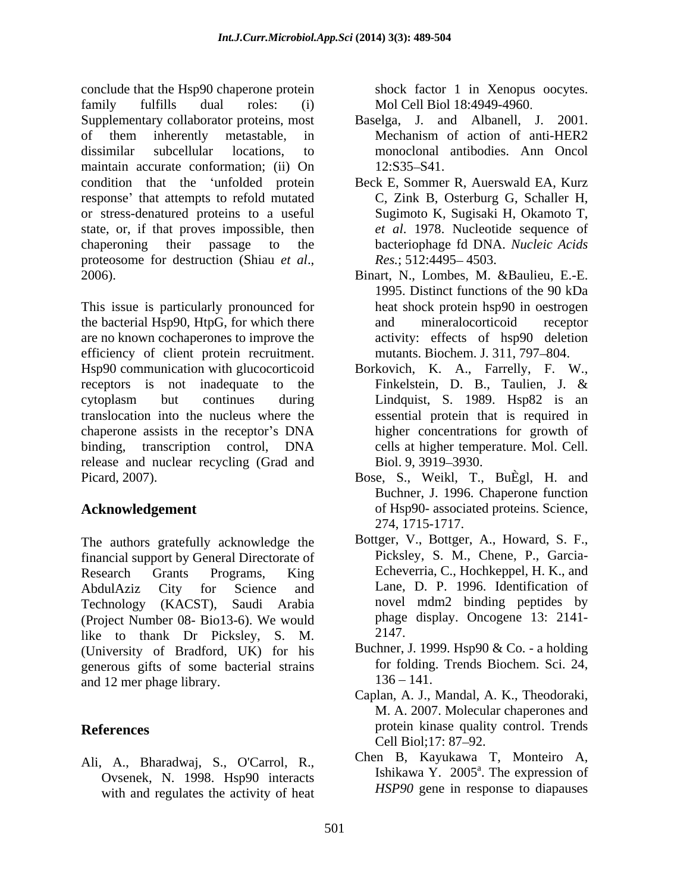conclude that the Hsp90 chaperone protein family fulfills dual roles: (i) Supplementary collaborator proteins, most of them inherently metastable, in dissimilar subcellular locations, to maintain accurate conformation; (ii) On condition that the 'unfolded protein response' that attempts to refold mutated or stress-denatured proteins to a useful state, or, if that proves impossible, then chaperoning their passage to the proteosome for destruction (Shiau *et al*., 2006).

This issue is particularly pronounced for the bacterial Hsp90, HtpG, for which there are no known cochaperones to improve the efficiency of client protein recruitment. Hsp90 communication with glucocorticoid receptors is not inadequate to the cytoplasm but continues during translocation into the nucleus where the chaperone assists in the receptor's DNA binding, transcription control, DNA release and nuclear recycling (Grad and Picard, 2007).

## Acknowledgement

The authors gratefully acknowledge the financial support by General Directorate of Research Grants Programs, King AbdulAziz City for Science and Technology (KACST), Saudi Arabia (Project Number 08- Bio13-6). We would like to thank Dr Picksley, S. M. (University of Bradford, UK) for his generous gifts of some bacterial strains and 12 mer phage library.

## References

Ali, A., Bharadwaj, S., O'Carrol, R., Ovsenek, N. 1998. Hsp90 interacts with and regulates the activity of heat shock factor 1 in Xenopus oocytes. Mol Cell Biol 18:4949-4960.

Baselga, J. and Albanell, J. 2001. Mechanism of action of anti-HER2 monoclonal antibodies. Ann Oncol 12:S35–S41.

Beck E, Sommer R, Auerswald EA, Kurz C, Zink B, Osterburg G, Schaller H, Sugimoto K, Sugisaki H, Okamoto T, *et al*. 1978. Nucleotide sequence of bacteriophage fd DNA. *Nucleic Acids Res.*; 512:4495– 4503.

Binart, N., Lombes, M. &Baulieu, E.-E. 1995. Distinct functions of the 90 kDa heat shock protein hsp90 in oestrogen and mineralocorticoid receptor activity: effects of hsp90 deletion mutants. Biochem. J. 311, 797–804.

Borkovich, K. A., Farrelly, F. W., Finkelstein, D. B., Taulien, J. & Lindquist, S. 1989. Hsp82 is an essential protein that is required in higher concentrations for growth of cells at higher temperature. Mol. Cell. Biol. 9, 3919–3930.

Bose, S., Weikl, T., BuÈgl, H. and Buchner, J. 1996. Chaperone function of Hsp90- associated proteins. Science, 274, 1715-1717.

Bottger, V., Bottger, A., Howard, S. F., Picksley, S. M., Chene, P., Garcia-Echeverria, C., Hochkeppel, H. K., and Lane, D. P. 1996. Identification of novel mdm2 binding peptides by phage display. Oncogene 13: 2141-2147.

Buchner, J. 1999. Hsp90 & Co. - a holding for folding. Trends Biochem. Sci. 24, 136 – 141.

Caplan, A. J., Mandal, A. K., Theodoraki, M. A. 2007. Molecular chaperones and protein kinase quality control. Trends Cell Biol;17: 87–92.

Chen B, Kayukawa T, Monteiro A, Ishikawa Y. 2005[a]. The expression of *HSP90* gene in response to diapauses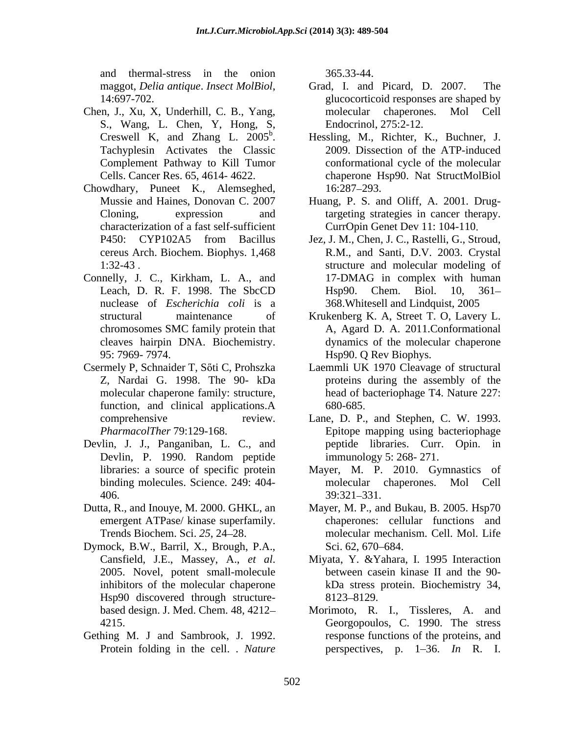and thermal-stress in the onion maggot, *Delia antique*. *Insect MolBiol*, 14:697-702.

Chen, J., Xu, X, Underhill, C. B., Yang, S., Wang, L. Chen, Y, Hong, S, Creswell K, and Zhang L. 2005[b]. Tachyplesin Activates the Classic Complement Pathway to Kill Tumor Cells. Cancer Res. 65, 4614- 4622.

Chowdhary, Puneet K., Alemseghed, Mussie and Haines, Donovan C. 2007 Cloning, expression and characterization of a fast self-sufficient P450: CYP102A5 from Bacillus cereus Arch. Biochem. Biophys. 1,468 1:32-43 .

Connelly, J. C., Kirkham, L. A., and Leach, D. R. F. 1998. The SbcCD nuclease of *Escherichia coli* is a structural maintenance of chromosomes SMC family protein that cleaves hairpin DNA. Biochemistry. 95: 7969- 7974.

Csermely P, Schnaider T, Sőti C, Prohszka Z, Nardai G. 1998. The 90- kDa molecular chaperone family: structure, function, and clinical applications.A comprehensive review. *PharmacolTher* 79:129-168.

Devlin, J. J., Panganiban, L. C., and Devlin, P. 1990. Random peptide libraries: a source of specific protein binding molecules. Science. 249: 404-406.

Dutta, R., and Inouye, M. 2000. GHKL, an emergent ATPase/ kinase superfamily. Trends Biochem. Sci. *25*, 24–28.

Dymock, B.W., Barril, X., Brough, P.A., Cansfield, J.E., Massey, A., *et al*. 2005. Novel, potent small-molecule inhibitors of the molecular chaperone Hsp90 discovered through structure-based design. J. Med. Chem. 48, 4212–4215.

Gething M. J and Sambrook, J. 1992. Protein folding in the cell. . *Nature* 365.33-44.

Grad, I. and Picard, D. 2007. The glucocorticoid responses are shaped by molecular chaperones. Mol Cell Endocrinol, 275:2-12.

Hessling, M., Richter, K., Buchner, J. 2009. Dissection of the ATP-induced conformational cycle of the molecular chaperone Hsp90. Nat StructMolBiol 16:287–293.

Huang, P. S. and Oliff, A. 2001. Drug-targeting strategies in cancer therapy. CurrOpin Genet Dev 11: 104-110.

Jez, J. M., Chen, J. C., Rastelli, G., Stroud, R.M., and Santi, D.V. 2003. Crystal structure and molecular modeling of 17-DMAG in complex with human Hsp90. Chem. Biol. 10, 361–368.Whitesell and Lindquist, 2005

Krukenberg K. A, Street T. O, Lavery L. A, Agard D. A. 2011.Conformational dynamics of the molecular chaperone Hsp90. Q Rev Biophys.

Laemmli UK 1970 Cleavage of structural proteins during the assembly of the head of bacteriophage T4. Nature 227: 680-685.

Lane, D. P., and Stephen, C. W. 1993. Epitope mapping using bacteriophage peptide libraries. Curr. Opin. in immunology 5: 268- 271.

Mayer, M. P. 2010. Gymnastics of molecular chaperones. Mol Cell 39:321–331.

Mayer, M. P., and Bukau, B. 2005. Hsp70 chaperones: cellular functions and molecular mechanism. Cell. Mol. Life Sci. 62, 670–684.

Miyata, Y. &Yahara, I. 1995 Interaction between casein kinase II and the 90-kDa stress protein. Biochemistry 34, 8123–8129.

Morimoto, R. I., Tissleres, A. and Georgopoulos, C. 1990. The stress response functions of the proteins, and perspectives, p. 1–36. *In* R. I.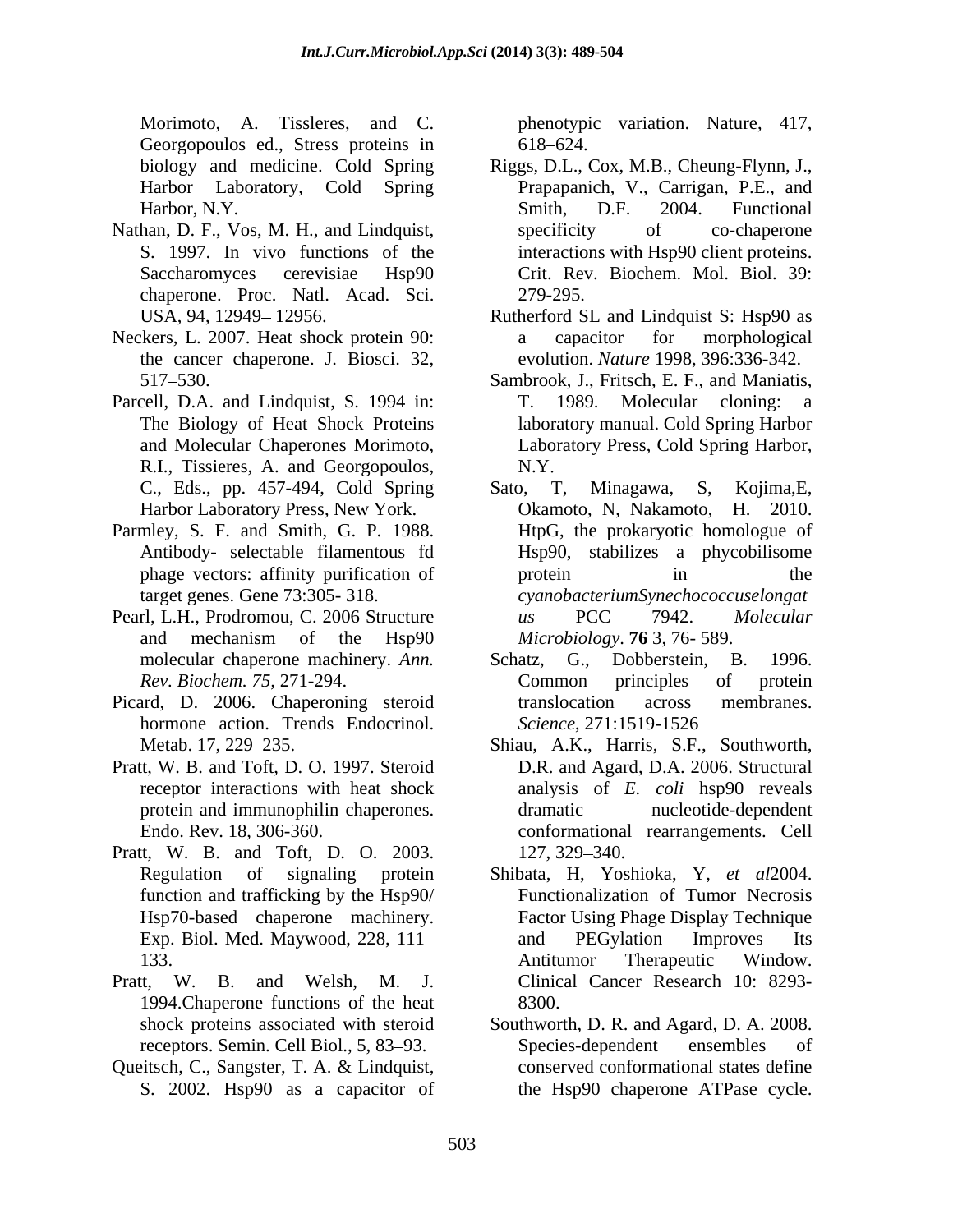Morimoto, A. Tissleres, and C. Georgopoulos ed., Stress proteins in biology and medicine. Cold Spring Harbor Laboratory, Cold Spring Harbor, N.Y.

Nathan, D. F., Vos, M. H., and Lindquist, S. 1997. In vivo functions of the Saccharomyces cerevisiae Hsp90 chaperone. Proc. Natl. Acad. Sci. USA, 94, 12949– 12956.

Neckers, L. 2007. Heat shock protein 90: the cancer chaperone. J. Biosci. 32, 517–530.

Parcell, D.A. and Lindquist, S. 1994 in: The Biology of Heat Shock Proteins and Molecular Chaperones Morimoto, R.I., Tissieres, A. and Georgopoulos, C., Eds., pp. 457-494, Cold Spring Harbor Laboratory Press, New York.

Parmley, S. F. and Smith, G. P. 1988. Antibody- selectable filamentous fd phage vectors: affinity purification of target genes. Gene 73:305- 318.

Pearl, L.H., Prodromou, C. 2006 Structure and mechanism of the Hsp90 molecular chaperone machinery. *Ann. Rev. Biochem. 75*, 271-294.

Picard, D. 2006. Chaperoning steroid hormone action. Trends Endocrinol. Metab. 17, 229–235.

Pratt, W. B. and Toft, D. O. 1997. Steroid receptor interactions with heat shock protein and immunophilin chaperones. Endo. Rev. 18, 306-360.

Pratt, W. B. and Toft, D. O. 2003. Regulation of signaling protein function and trafficking by the Hsp90/ Hsp70-based chaperone machinery. Exp. Biol. Med. Maywood, 228, 111–133.

Pratt, W. B. and Welsh, M. J. 1994.Chaperone functions of the heat shock proteins associated with steroid receptors. Semin. Cell Biol., 5, 83–93.

Queitsch, C., Sangster, T. A. & Lindquist, S. 2002. Hsp90 as a capacitor of phenotypic variation. Nature, 417, 618–624.

Riggs, D.L., Cox, M.B., Cheung-Flynn, J., Prapapanich, V., Carrigan, P.E., and Smith, D.F. 2004. Functional specificity of co-chaperone interactions with Hsp90 client proteins. Crit. Rev. Biochem. Mol. Biol. 39: 279-295.

Rutherford SL and Lindquist S: Hsp90 as a capacitor for morphological evolution. *Nature* 1998, 396:336-342.

Sambrook, J., Fritsch, E. F., and Maniatis, T. 1989. Molecular cloning: a laboratory manual. Cold Spring Harbor Laboratory Press, Cold Spring Harbor, N.Y.

Sato, T, Minagawa, S, Kojima,E, Okamoto, N, Nakamoto, H. 2010. HtpG, the prokaryotic homologue of Hsp90, stabilizes a phycobilisome protein in the *cyanobacteriumSynechococcuselongatus* PCC 7942. *Molecular Microbiology*. **76** 3, 76- 589.

Schatz, G., Dobberstein, B. 1996. Common principles of protein translocation across membranes. *Science*, 271:1519-1526

Shiau, A.K., Harris, S.F., Southworth, D.R. and Agard, D.A. 2006. Structural analysis of *E. coli* hsp90 reveals dramatic nucleotide-dependent conformational rearrangements. Cell 127, 329–340.

Shibata, H, Yoshioka, Y, *et al*2004. Functionalization of Tumor Necrosis Factor Using Phage Display Technique and PEGylation Improves Its Antitumor Therapeutic Window. Clinical Cancer Research 10: 8293-8300.

Southworth, D. R. and Agard, D. A. 2008. Species-dependent ensembles of conserved conformational states define the Hsp90 chaperone ATPase cycle.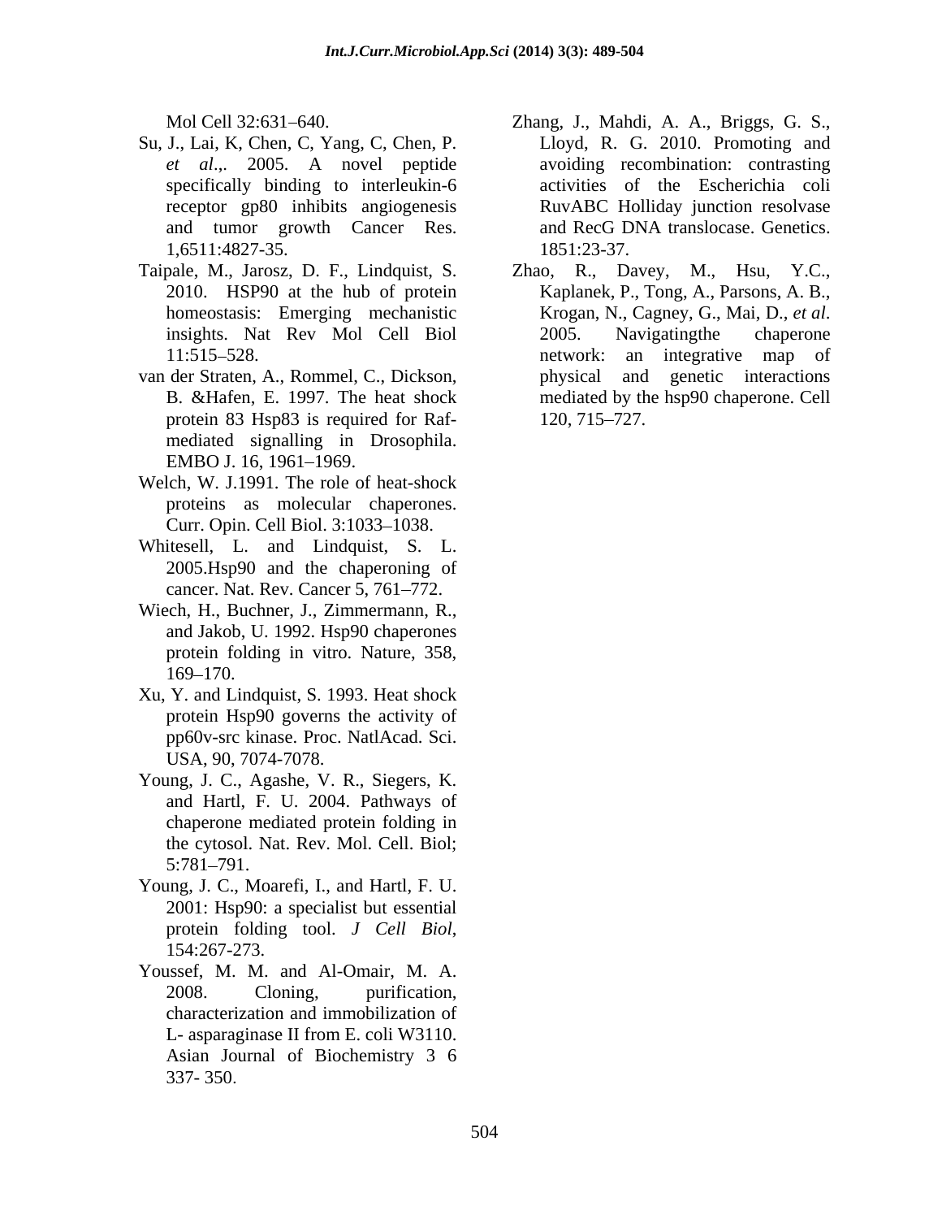Mol Cell 32:631–640.

Su, J., Lai, K, Chen, C, Yang, C, Chen, P. *et al*.,. 2005. A novel peptide specifically binding to interleukin-6 receptor gp80 inhibits angiogenesis and tumor growth Cancer Res. 1,6511:4827-35.

Taipale, M., Jarosz, D. F., Lindquist, S. 2010. HSP90 at the hub of protein homeostasis: Emerging mechanistic insights. Nat Rev Mol Cell Biol 11:515–528.

van der Straten, A., Rommel, C., Dickson, B. &Hafen, E. 1997. The heat shock protein 83 Hsp83 is required for Raf-mediated signalling in Drosophila. EMBO J. 16, 1961–1969.

Welch, W. J.1991. The role of heat-shock proteins as molecular chaperones. Curr. Opin. Cell Biol. 3:1033–1038.

Whitesell, L. and Lindquist, S. L. 2005.Hsp90 and the chaperoning of cancer. Nat. Rev. Cancer 5, 761–772.

Wiech, H., Buchner, J., Zimmermann, R., and Jakob, U. 1992. Hsp90 chaperones protein folding in vitro. Nature, 358, 169–170.

Xu, Y. and Lindquist, S. 1993. Heat shock protein Hsp90 governs the activity of pp60v-src kinase. Proc. NatlAcad. Sci. USA, 90, 7074-7078.

Young, J. C., Agashe, V. R., Siegers, K. and Hartl, F. U. 2004. Pathways of chaperone mediated protein folding in the cytosol. Nat. Rev. Mol. Cell. Biol; 5:781–791.

Young, J. C., Moarefi, I., and Hartl, F. U. 2001: Hsp90: a specialist but essential protein folding tool. *J Cell Biol*, 154:267-273.

Youssef, M. M. and Al-Omair, M. A. 2008. Cloning, purification, characterization and immobilization of L- asparaginase II from E. coli W3110. Asian Journal of Biochemistry 3 6 337- 350.

Zhang, J., Mahdi, A. A., Briggs, G. S., Lloyd, R. G. 2010. Promoting and avoiding recombination: contrasting activities of the Escherichia coli RuvABC Holliday junction resolvase and RecG DNA translocase. Genetics. 1851:23-37.

Zhao, R., Davey, M., Hsu, Y.C., Kaplanek, P., Tong, A., Parsons, A. B., Krogan, N., Cagney, G., Mai, D., *et al*. 2005. Navigatingthe chaperone network: an integrative map of physical and genetic interactions mediated by the hsp90 chaperone. Cell 120, 715–727.